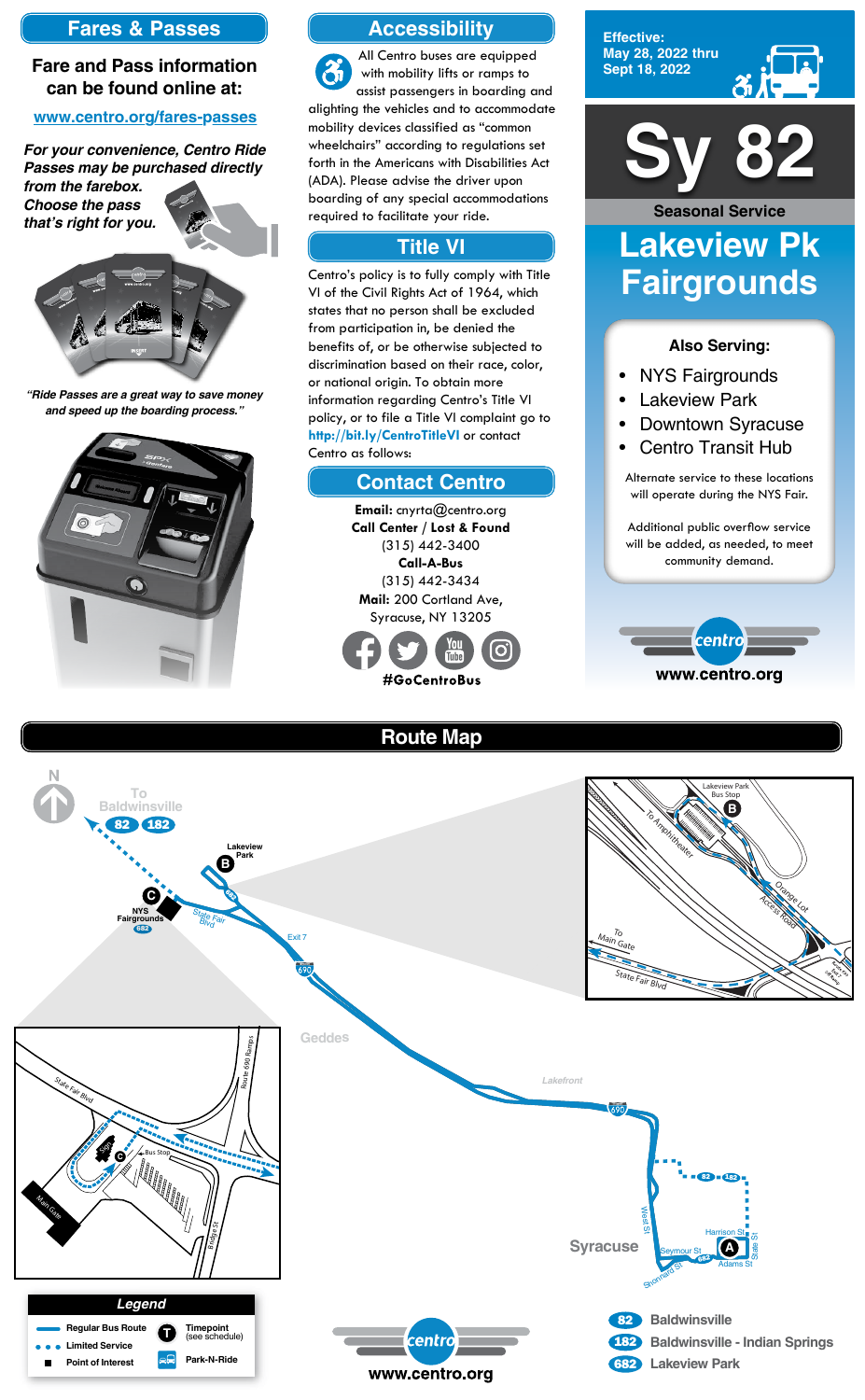## Fares & Passes

**Fare and Pass information can be found online at:**

www.centro.org/fares-passes

*For your convenience, Centro Ride Passes may be purchased directly from the farebox. Choose the pass that's right for you.*

*"Ride Passes are a great way to save money and speed up the boarding process."*

## Accessibility

All Centro buses are equipped with mobility lifts or ramps to assist passengers in boarding and alighting the vehicles and to accommodate mobility devices classified as "common wheelchairs" according to regulations set forth in the Americans with Disabilities Act (ADA). Please advise the driver upon boarding of any special accommodations required to facilitate your ride.

## Title VI

Centro's policy is to fully comply with Title VI of the Civil Rights Act of 1964, which states that no person shall be excluded from participation in, be denied the benefits of, or be otherwise subjected to discrimination based on their race, color, or national origin. To obtain more information regarding Centro's Title VI policy, or to file a Title VI complaint go to **http://bit.ly/CentroTitleVI** or contact Centro as follows:

## Contact Centro

**Email:** cnyrta@centro.org
**Call Center / Lost & Found**
(315) 442-3400
**Call-A-Bus**
(315) 442-3434
**Mail:** 200 Cortland Ave,
Syracuse, NY 13205

**#GoCentroBus**

Effective:
May 28, 2022 thru
Sept 18, 2022

# Sy 82

**Seasonal Service**

# Lakeview Pk Fairgrounds

### Also Serving:

- NYS Fairgrounds
- Lakeview Park
- Downtown Syracuse
- Centro Transit Hub

Alternate service to these locations will operate during the NYS Fair.

Additional public overflow service will be added, as needed, to meet community demand.

www.centro.org

## Route Map

To Baldwinsville 82 182

Lakeview Park B

C NYS Fairgrounds 682

State Fair Blvd

Exit 7

690

Geddes

Lakefront

Syracuse

West St

Harrison St

State St

Seymour St

Adams St

Shonnard St

A

Lakeview Park Bus Stop B

To Amphitheater

Orange Lot

Access Road

To Main Gate

State Fair Blvd

Route 690 Ramps

Bus Stop

Main Gate

Bridge St

### Legend

- Regular Bus Route
- Limited Service
- Point of Interest
- T Timepoint (see schedule)
- Park-N-Ride

www.centro.org

- 82 Baldwinsville
- 182 Baldwinsville - Indian Springs
- 682 Lakeview Park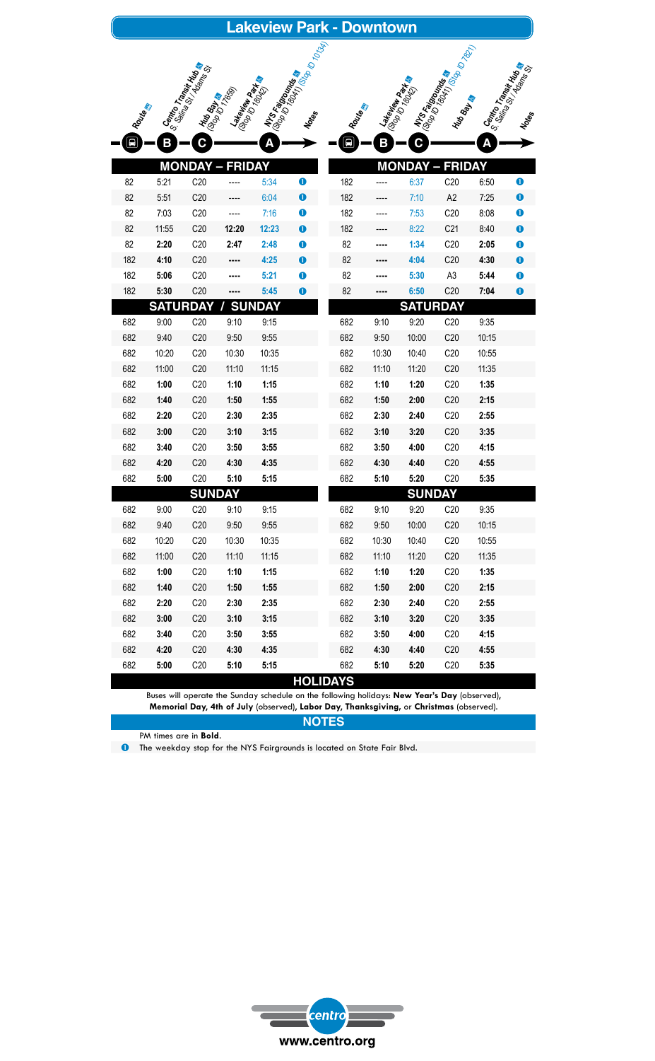# Lakeview Park - Downtown

| Route | B: Centro Transit Hub (S. Salina St / Adams St) | C: Hub Bay (Stop ID 17659) | Lakeview Park (Stop ID 18042) | A: NYS Fairgrounds (Stop ID 18041) (Stop ID 10134) | Notes |
|---|---|---|---|---|---|
| **MONDAY – FRIDAY** | | | | | |
| 82 | 5:21 | C20 | ---- | 5:34 | 1 |
| 82 | 5:51 | C20 | ---- | 6:04 | 1 |
| 82 | 7:03 | C20 | ---- | 7:16 | 1 |
| 82 | 11:55 | C20 | **12:20** | **12:23** | 1 |
| 82 | **2:20** | C20 | **2:47** | **2:48** | 1 |
| 182 | **4:10** | C20 | **----** | **4:25** | 1 |
| 182 | **5:06** | C20 | **----** | **5:21** | 1 |
| 182 | **5:30** | C20 | **----** | **5:45** | 1 |
| **SATURDAY / SUNDAY** | | | | | |
| 682 | 9:00 | C20 | 9:10 | 9:15 | |
| 682 | 9:40 | C20 | 9:50 | 9:55 | |
| 682 | 10:20 | C20 | 10:30 | 10:35 | |
| 682 | 11:00 | C20 | 11:10 | 11:15 | |
| 682 | **1:00** | C20 | **1:10** | **1:15** | |
| 682 | **1:40** | C20 | **1:50** | **1:55** | |
| 682 | **2:20** | C20 | **2:30** | **2:35** | |
| 682 | **3:00** | C20 | **3:10** | **3:15** | |
| 682 | **3:40** | C20 | **3:50** | **3:55** | |
| 682 | **4:20** | C20 | **4:30** | **4:35** | |
| 682 | **5:00** | C20 | **5:10** | **5:15** | |
| **SUNDAY** | | | | | |
| 682 | 9:00 | C20 | 9:10 | 9:15 | |
| 682 | 9:40 | C20 | 9:50 | 9:55 | |
| 682 | 10:20 | C20 | 10:30 | 10:35 | |
| 682 | 11:00 | C20 | 11:10 | 11:15 | |
| 682 | **1:00** | C20 | **1:10** | **1:15** | |
| 682 | **1:40** | C20 | **1:50** | **1:55** | |
| 682 | **2:20** | C20 | **2:30** | **2:35** | |
| 682 | **3:00** | C20 | **3:10** | **3:15** | |
| 682 | **3:40** | C20 | **3:50** | **3:55** | |
| 682 | **4:20** | C20 | **4:30** | **4:35** | |
| 682 | **5:00** | C20 | **5:10** | **5:15** | |

| Route | B: Lakeview Park (Stop ID 18042) | C: NYS Fairgrounds (Stop ID 18041) (Stop ID 7821) | Hub Bay | A: Centro Transit Hub (S. Salina St / Adams St) | Notes |
|---|---|---|---|---|---|
| **MONDAY – FRIDAY** | | | | | |
| 182 | ---- | 6:37 | C20 | 6:50 | 1 |
| 182 | ---- | 7:10 | A2 | 7:25 | 1 |
| 182 | ---- | 7:53 | C20 | 8:08 | 1 |
| 182 | ---- | 8:22 | C21 | 8:40 | 1 |
| 82 | **----** | **1:34** | C20 | **2:05** | 1 |
| 82 | **----** | **4:04** | C20 | **4:30** | 1 |
| 82 | **----** | **5:30** | A3 | **5:44** | 1 |
| 82 | **----** | **6:50** | C20 | **7:04** | 1 |
| **SATURDAY** | | | | | |
| 682 | 9:10 | 9:20 | C20 | 9:35 | |
| 682 | 9:50 | 10:00 | C20 | 10:15 | |
| 682 | 10:30 | 10:40 | C20 | 10:55 | |
| 682 | 11:10 | 11:20 | C20 | 11:35 | |
| 682 | **1:10** | **1:20** | C20 | **1:35** | |
| 682 | **1:50** | **2:00** | C20 | **2:15** | |
| 682 | **2:30** | **2:40** | C20 | **2:55** | |
| 682 | **3:10** | **3:20** | C20 | **3:35** | |
| 682 | **3:50** | **4:00** | C20 | **4:15** | |
| 682 | **4:30** | **4:40** | C20 | **4:55** | |
| 682 | **5:10** | **5:20** | C20 | **5:35** | |
| **SUNDAY** | | | | | |
| 682 | 9:10 | 9:20 | C20 | 9:35 | |
| 682 | 9:50 | 10:00 | C20 | 10:15 | |
| 682 | 10:30 | 10:40 | C20 | 10:55 | |
| 682 | 11:10 | 11:20 | C20 | 11:35 | |
| 682 | **1:10** | **1:20** | C20 | **1:35** | |
| 682 | **1:50** | **2:00** | C20 | **2:15** | |
| 682 | **2:30** | **2:40** | C20 | **2:55** | |
| 682 | **3:10** | **3:20** | C20 | **3:35** | |
| 682 | **3:50** | **4:00** | C20 | **4:15** | |
| 682 | **4:30** | **4:40** | C20 | **4:55** | |
| 682 | **5:10** | **5:20** | C20 | **5:35** | |

## HOLIDAYS

Buses will operate the Sunday schedule on the following holidays: **New Year's Day** (observed), **Memorial Day, 4th of July** (observed), **Labor Day, Thanksgiving,** or **Christmas** (observed).

## NOTES

PM times are in **Bold**.

1 The weekday stop for the NYS Fairgrounds is located on State Fair Blvd.

centro

www.centro.org